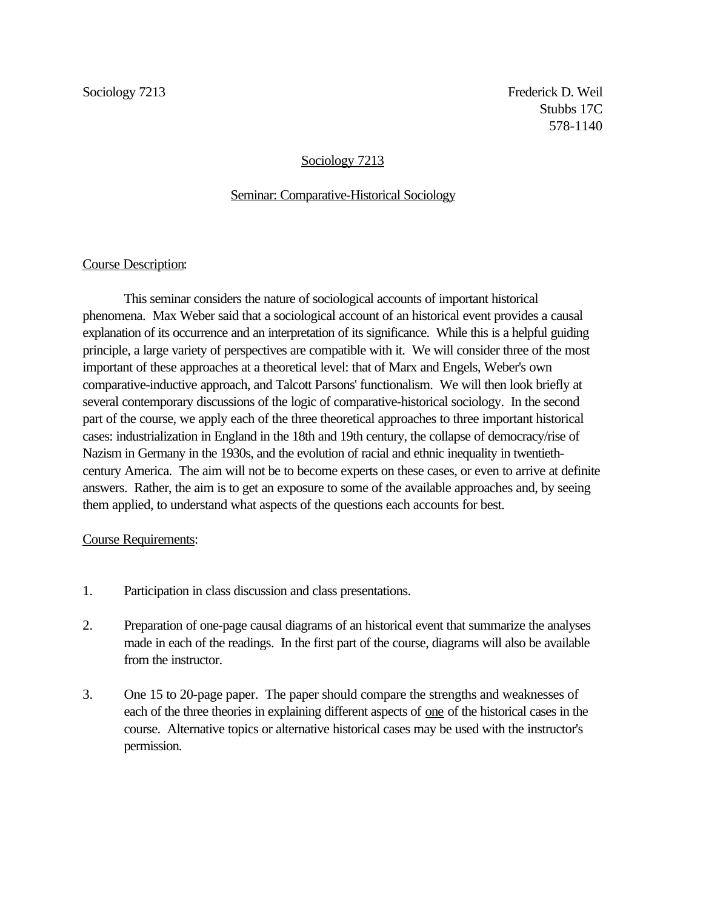Sociology 7213

Frederick D. Weil
Stubbs 17C
578-1140

# Sociology 7213

## Seminar: Comparative-Historical Sociology

Course Description:

This seminar considers the nature of sociological accounts of important historical phenomena. Max Weber said that a sociological account of an historical event provides a causal explanation of its occurrence and an interpretation of its significance. While this is a helpful guiding principle, a large variety of perspectives are compatible with it. We will consider three of the most important of these approaches at a theoretical level: that of Marx and Engels, Weber's own comparative-inductive approach, and Talcott Parsons' functionalism. We will then look briefly at several contemporary discussions of the logic of comparative-historical sociology. In the second part of the course, we apply each of the three theoretical approaches to three important historical cases: industrialization in England in the 18th and 19th century, the collapse of democracy/rise of Nazism in Germany in the 1930s, and the evolution of racial and ethnic inequality in twentieth-century America. The aim will not be to become experts on these cases, or even to arrive at definite answers. Rather, the aim is to get an exposure to some of the available approaches and, by seeing them applied, to understand what aspects of the questions each accounts for best.

Course Requirements:

1. Participation in class discussion and class presentations.

2. Preparation of one-page causal diagrams of an historical event that summarize the analyses made in each of the readings. In the first part of the course, diagrams will also be available from the instructor.

3. One 15 to 20-page paper. The paper should compare the strengths and weaknesses of each of the three theories in explaining different aspects of one of the historical cases in the course. Alternative topics or alternative historical cases may be used with the instructor's permission.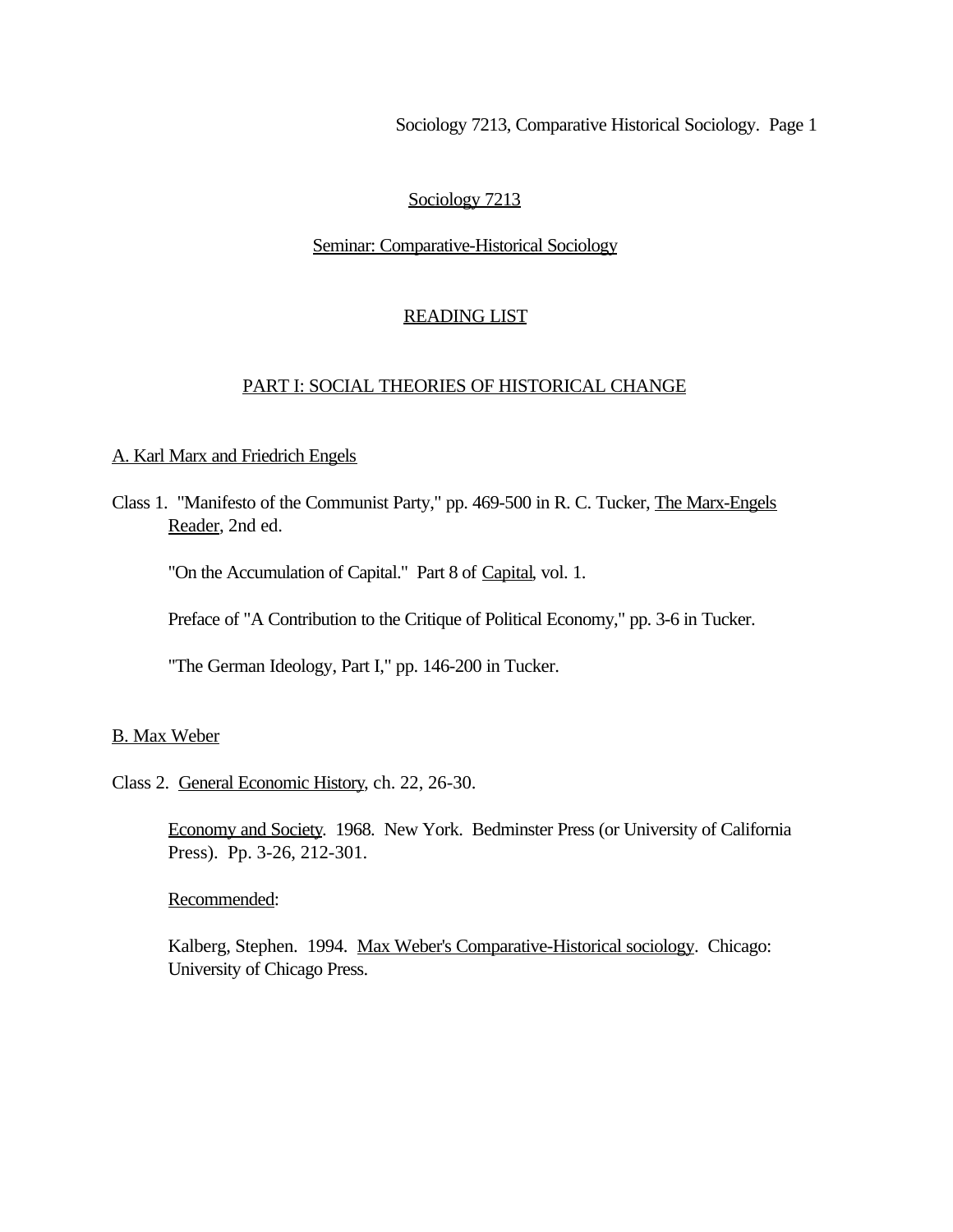# Sociology 7213

## Seminar: Comparative-Historical Sociology

## READING LIST

## PART I: SOCIAL THEORIES OF HISTORICAL CHANGE

### A. Karl Marx and Friedrich Engels

Class 1. "Manifesto of the Communist Party," pp. 469-500 in R. C. Tucker, The Marx-Engels Reader, 2nd ed.

"On the Accumulation of Capital." Part 8 of Capital, vol. 1.

Preface of "A Contribution to the Critique of Political Economy," pp. 3-6 in Tucker.

"The German Ideology, Part I," pp. 146-200 in Tucker.

### B. Max Weber

Class 2. General Economic History, ch. 22, 26-30.

Economy and Society. 1968. New York. Bedminster Press (or University of California Press). Pp. 3-26, 212-301.

Recommended:

Kalberg, Stephen. 1994. Max Weber's Comparative-Historical sociology. Chicago: University of Chicago Press.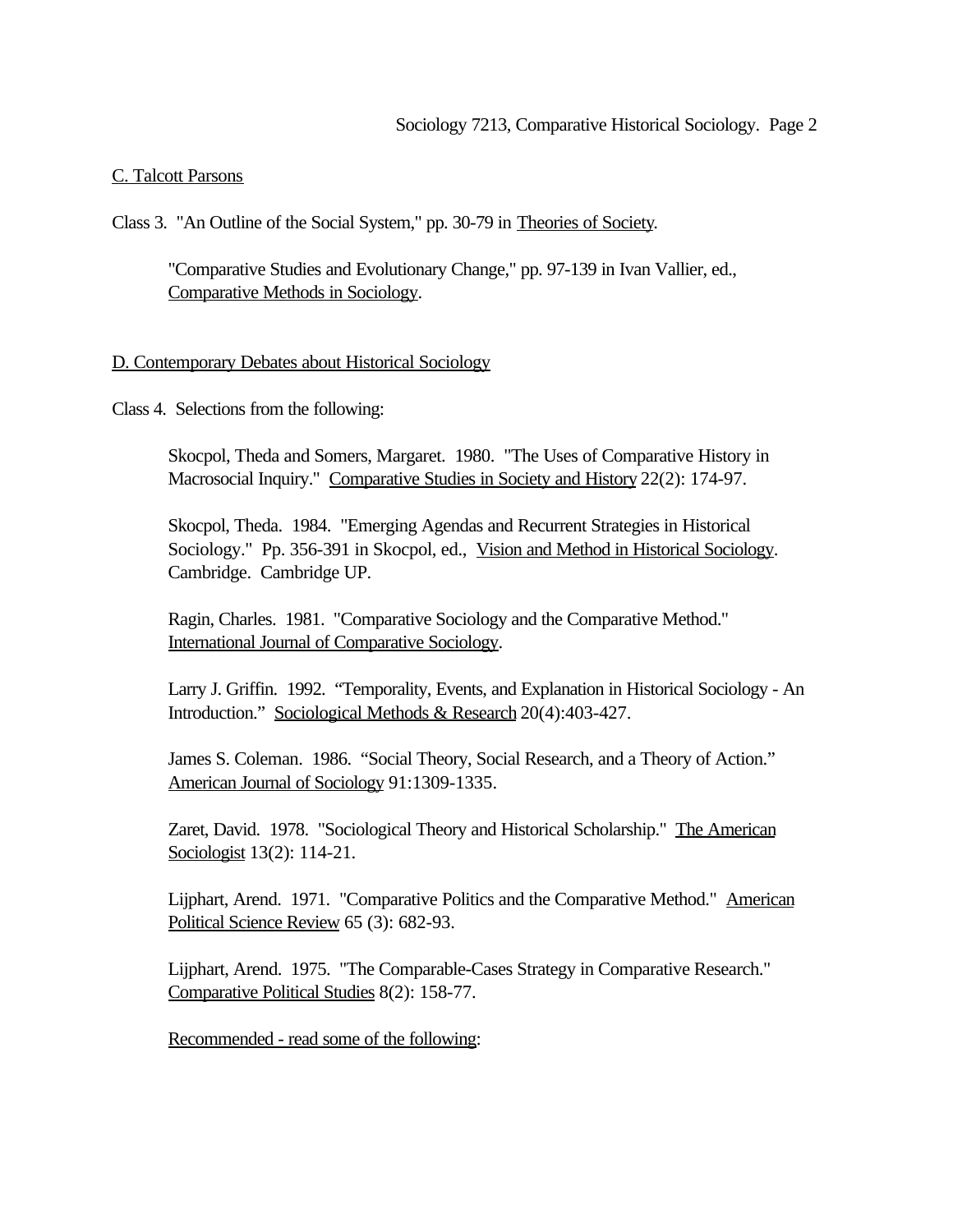C. Talcott Parsons

Class 3. "An Outline of the Social System," pp. 30-79 in Theories of Society.

> "Comparative Studies and Evolutionary Change," pp. 97-139 in Ivan Vallier, ed., Comparative Methods in Sociology.

D. Contemporary Debates about Historical Sociology

Class 4. Selections from the following:

> Skocpol, Theda and Somers, Margaret. 1980. "The Uses of Comparative History in Macrosocial Inquiry." Comparative Studies in Society and History 22(2): 174-97.
>
> Skocpol, Theda. 1984. "Emerging Agendas and Recurrent Strategies in Historical Sociology." Pp. 356-391 in Skocpol, ed., Vision and Method in Historical Sociology. Cambridge. Cambridge UP.
>
> Ragin, Charles. 1981. "Comparative Sociology and the Comparative Method." International Journal of Comparative Sociology.
>
> Larry J. Griffin. 1992. "Temporality, Events, and Explanation in Historical Sociology - An Introduction." Sociological Methods & Research 20(4):403-427.
>
> James S. Coleman. 1986. "Social Theory, Social Research, and a Theory of Action." American Journal of Sociology 91:1309-1335.
>
> Zaret, David. 1978. "Sociological Theory and Historical Scholarship." The American Sociologist 13(2): 114-21.
>
> Lijphart, Arend. 1971. "Comparative Politics and the Comparative Method." American Political Science Review 65 (3): 682-93.
>
> Lijphart, Arend. 1975. "The Comparable-Cases Strategy in Comparative Research." Comparative Political Studies 8(2): 158-77.
>
> Recommended - read some of the following: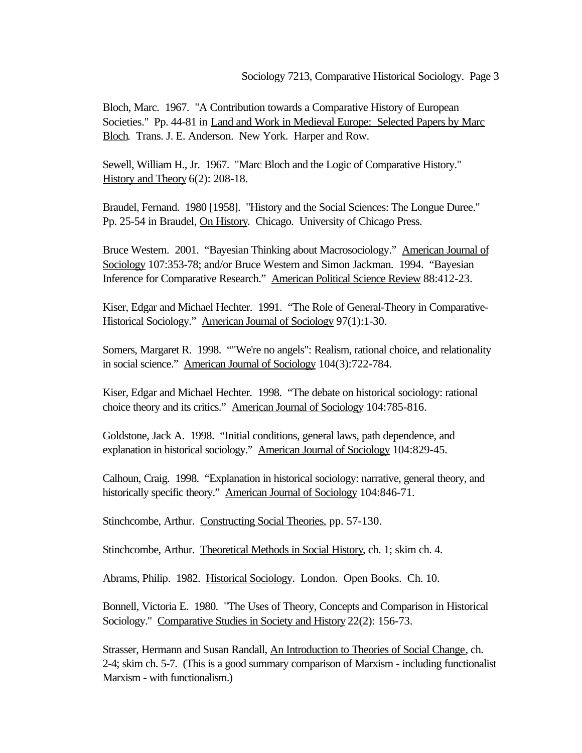Bloch, Marc. 1967. "A Contribution towards a Comparative History of European Societies." Pp. 44-81 in Land and Work in Medieval Europe: Selected Papers by Marc Bloch. Trans. J. E. Anderson. New York. Harper and Row.

Sewell, William H., Jr. 1967. "Marc Bloch and the Logic of Comparative History." History and Theory 6(2): 208-18.

Braudel, Fernand. 1980 [1958]. "History and the Social Sciences: The Longue Duree." Pp. 25-54 in Braudel, On History. Chicago. University of Chicago Press.

Bruce Western. 2001. "Bayesian Thinking about Macrosociology." American Journal of Sociology 107:353-78; and/or Bruce Western and Simon Jackman. 1994. "Bayesian Inference for Comparative Research." American Political Science Review 88:412-23.

Kiser, Edgar and Michael Hechter. 1991. "The Role of General-Theory in Comparative-Historical Sociology." American Journal of Sociology 97(1):1-30.

Somers, Margaret R. 1998. ""We're no angels": Realism, rational choice, and relationality in social science." American Journal of Sociology 104(3):722-784.

Kiser, Edgar and Michael Hechter. 1998. "The debate on historical sociology: rational choice theory and its critics." American Journal of Sociology 104:785-816.

Goldstone, Jack A. 1998. "Initial conditions, general laws, path dependence, and explanation in historical sociology." American Journal of Sociology 104:829-45.

Calhoun, Craig. 1998. "Explanation in historical sociology: narrative, general theory, and historically specific theory." American Journal of Sociology 104:846-71.

Stinchcombe, Arthur. Constructing Social Theories, pp. 57-130.

Stinchcombe, Arthur. Theoretical Methods in Social History, ch. 1; skim ch. 4.

Abrams, Philip. 1982. Historical Sociology. London. Open Books. Ch. 10.

Bonnell, Victoria E. 1980. "The Uses of Theory, Concepts and Comparison in Historical Sociology." Comparative Studies in Society and History 22(2): 156-73.

Strasser, Hermann and Susan Randall, An Introduction to Theories of Social Change, ch. 2-4; skim ch. 5-7. (This is a good summary comparison of Marxism - including functionalist Marxism - with functionalism.)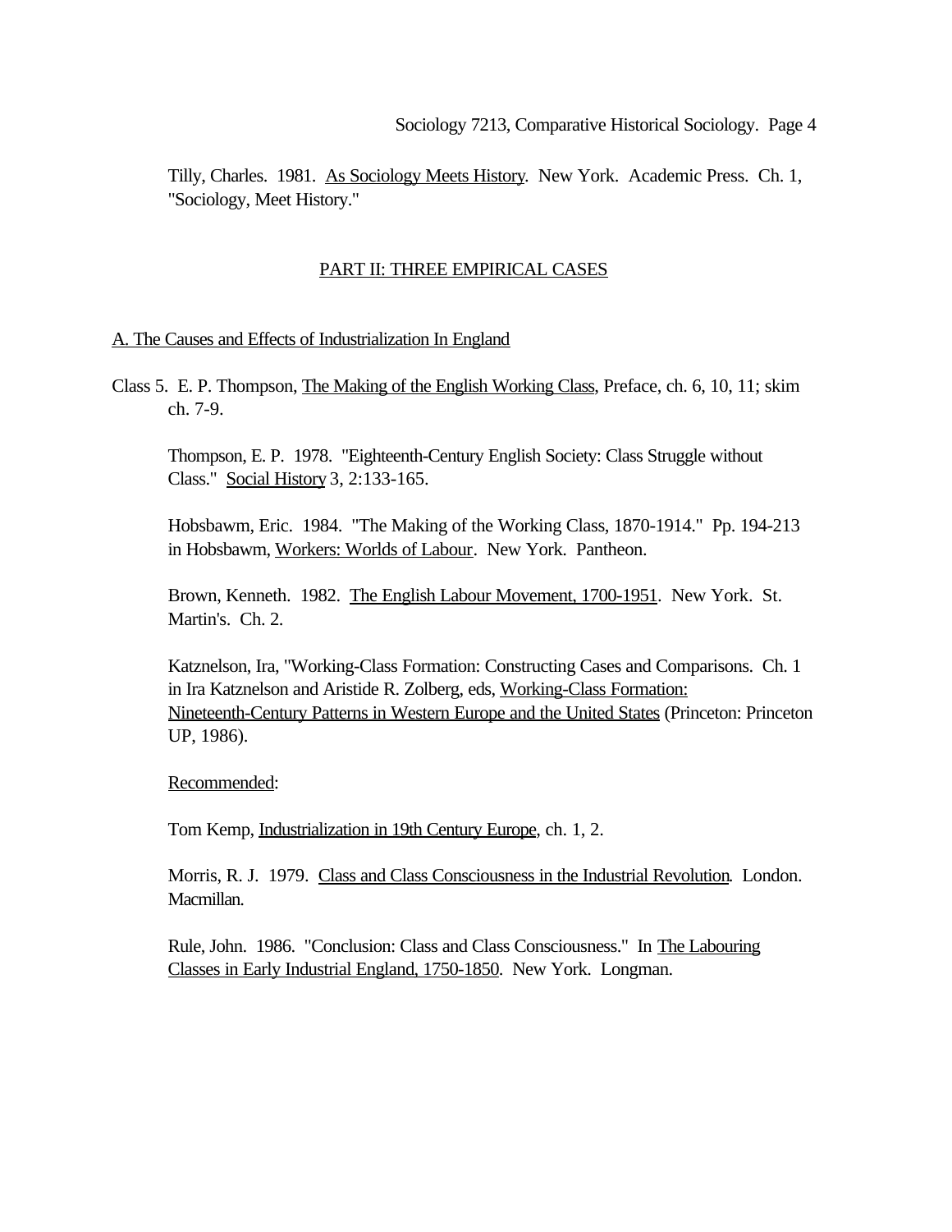Tilly, Charles. 1981. As Sociology Meets History. New York. Academic Press. Ch. 1, "Sociology, Meet History."

## PART II: THREE EMPIRICAL CASES

### A. The Causes and Effects of Industrialization In England

Class 5. E. P. Thompson, The Making of the English Working Class, Preface, ch. 6, 10, 11; skim ch. 7-9.

Thompson, E. P. 1978. "Eighteenth-Century English Society: Class Struggle without Class." Social History 3, 2:133-165.

Hobsbawm, Eric. 1984. "The Making of the Working Class, 1870-1914." Pp. 194-213 in Hobsbawm, Workers: Worlds of Labour. New York. Pantheon.

Brown, Kenneth. 1982. The English Labour Movement, 1700-1951. New York. St. Martin's. Ch. 2.

Katznelson, Ira, "Working-Class Formation: Constructing Cases and Comparisons. Ch. 1 in Ira Katznelson and Aristide R. Zolberg, eds, Working-Class Formation: Nineteenth-Century Patterns in Western Europe and the United States (Princeton: Princeton UP, 1986).

Recommended:

Tom Kemp, Industrialization in 19th Century Europe, ch. 1, 2.

Morris, R. J. 1979. Class and Class Consciousness in the Industrial Revolution. London. Macmillan.

Rule, John. 1986. "Conclusion: Class and Class Consciousness." In The Labouring Classes in Early Industrial England, 1750-1850. New York. Longman.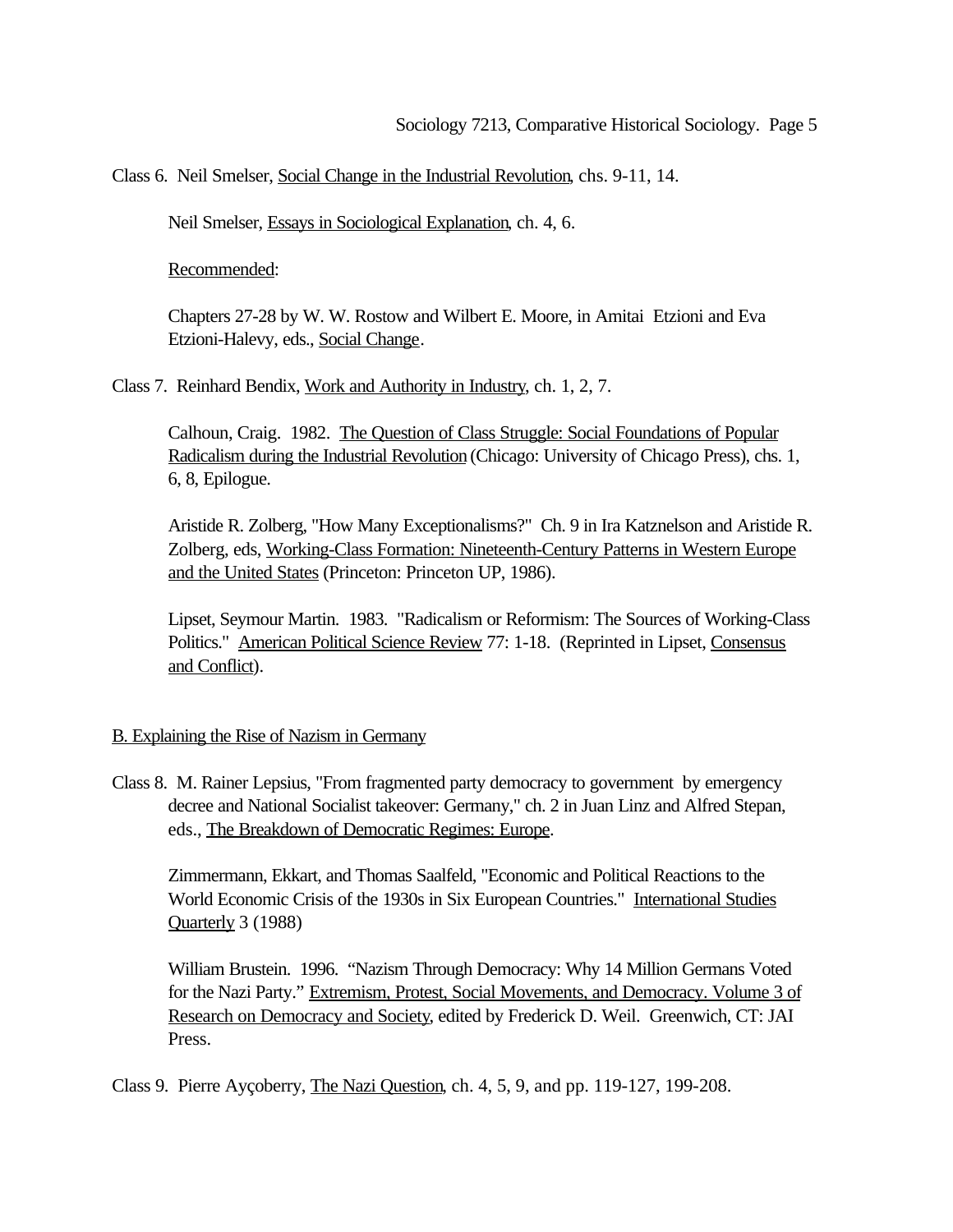Class 6. Neil Smelser, Social Change in the Industrial Revolution, chs. 9-11, 14.

Neil Smelser, Essays in Sociological Explanation, ch. 4, 6.

Recommended:

Chapters 27-28 by W. W. Rostow and Wilbert E. Moore, in Amitai Etzioni and Eva Etzioni-Halevy, eds., Social Change.

Class 7. Reinhard Bendix, Work and Authority in Industry, ch. 1, 2, 7.

Calhoun, Craig. 1982. The Question of Class Struggle: Social Foundations of Popular Radicalism during the Industrial Revolution (Chicago: University of Chicago Press), chs. 1, 6, 8, Epilogue.

Aristide R. Zolberg, "How Many Exceptionalisms?" Ch. 9 in Ira Katznelson and Aristide R. Zolberg, eds, Working-Class Formation: Nineteenth-Century Patterns in Western Europe and the United States (Princeton: Princeton UP, 1986).

Lipset, Seymour Martin. 1983. "Radicalism or Reformism: The Sources of Working-Class Politics." American Political Science Review 77: 1-18. (Reprinted in Lipset, Consensus and Conflict).

## B. Explaining the Rise of Nazism in Germany

Class 8. M. Rainer Lepsius, "From fragmented party democracy to government by emergency decree and National Socialist takeover: Germany," ch. 2 in Juan Linz and Alfred Stepan, eds., The Breakdown of Democratic Regimes: Europe.

Zimmermann, Ekkart, and Thomas Saalfeld, "Economic and Political Reactions to the World Economic Crisis of the 1930s in Six European Countries." International Studies Quarterly 3 (1988)

William Brustein. 1996. "Nazism Through Democracy: Why 14 Million Germans Voted for the Nazi Party." Extremism, Protest, Social Movements, and Democracy. Volume 3 of Research on Democracy and Society, edited by Frederick D. Weil. Greenwich, CT: JAI Press.

Class 9. Pierre Ayçoberry, The Nazi Question, ch. 4, 5, 9, and pp. 119-127, 199-208.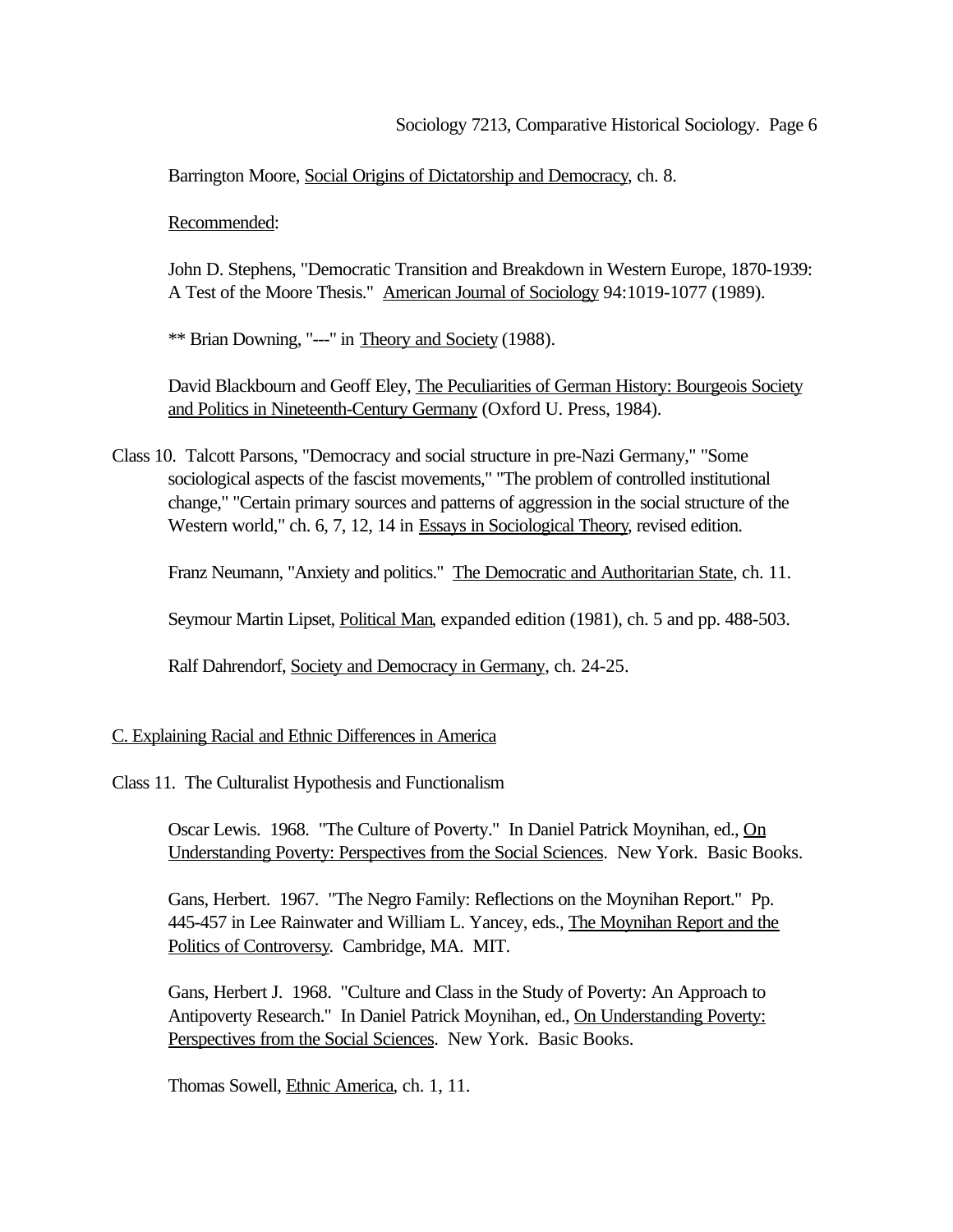Barrington Moore, Social Origins of Dictatorship and Democracy, ch. 8.

Recommended:

John D. Stephens, "Democratic Transition and Breakdown in Western Europe, 1870-1939: A Test of the Moore Thesis." American Journal of Sociology 94:1019-1077 (1989).

** Brian Downing, "---" in Theory and Society (1988).

David Blackbourn and Geoff Eley, The Peculiarities of German History: Bourgeois Society and Politics in Nineteenth-Century Germany (Oxford U. Press, 1984).

Class 10. Talcott Parsons, "Democracy and social structure in pre-Nazi Germany," "Some sociological aspects of the fascist movements," "The problem of controlled institutional change," "Certain primary sources and patterns of aggression in the social structure of the Western world," ch. 6, 7, 12, 14 in Essays in Sociological Theory, revised edition.

Franz Neumann, "Anxiety and politics." The Democratic and Authoritarian State, ch. 11.

Seymour Martin Lipset, Political Man, expanded edition (1981), ch. 5 and pp. 488-503.

Ralf Dahrendorf, Society and Democracy in Germany, ch. 24-25.

## C. Explaining Racial and Ethnic Differences in America

Class 11. The Culturalist Hypothesis and Functionalism

Oscar Lewis. 1968. "The Culture of Poverty." In Daniel Patrick Moynihan, ed., On Understanding Poverty: Perspectives from the Social Sciences. New York. Basic Books.

Gans, Herbert. 1967. "The Negro Family: Reflections on the Moynihan Report." Pp. 445-457 in Lee Rainwater and William L. Yancey, eds., The Moynihan Report and the Politics of Controversy. Cambridge, MA. MIT.

Gans, Herbert J. 1968. "Culture and Class in the Study of Poverty: An Approach to Antipoverty Research." In Daniel Patrick Moynihan, ed., On Understanding Poverty: Perspectives from the Social Sciences. New York. Basic Books.

Thomas Sowell, Ethnic America, ch. 1, 11.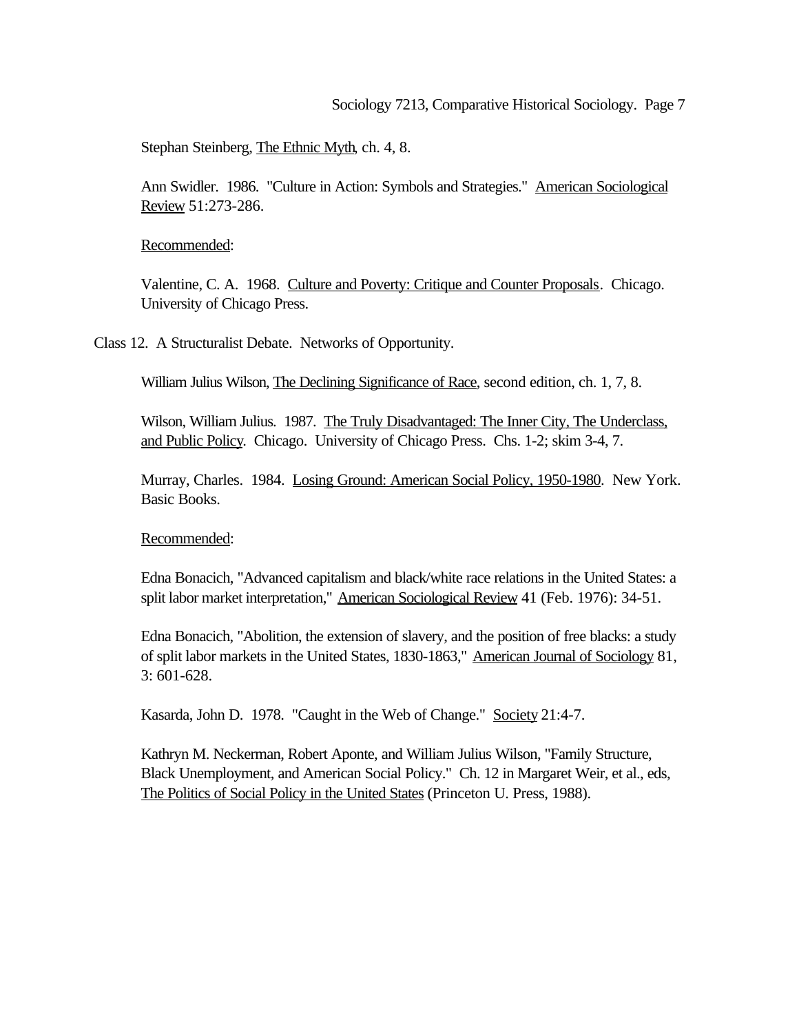Stephan Steinberg, The Ethnic Myth, ch. 4, 8.

Ann Swidler. 1986. "Culture in Action: Symbols and Strategies." American Sociological Review 51:273-286.

Recommended:

Valentine, C. A. 1968. Culture and Poverty: Critique and Counter Proposals. Chicago. University of Chicago Press.

Class 12. A Structuralist Debate. Networks of Opportunity.

William Julius Wilson, The Declining Significance of Race, second edition, ch. 1, 7, 8.

Wilson, William Julius. 1987. The Truly Disadvantaged: The Inner City, The Underclass, and Public Policy. Chicago. University of Chicago Press. Chs. 1-2; skim 3-4, 7.

Murray, Charles. 1984. Losing Ground: American Social Policy, 1950-1980. New York. Basic Books.

Recommended:

Edna Bonacich, "Advanced capitalism and black/white race relations in the United States: a split labor market interpretation," American Sociological Review 41 (Feb. 1976): 34-51.

Edna Bonacich, "Abolition, the extension of slavery, and the position of free blacks: a study of split labor markets in the United States, 1830-1863," American Journal of Sociology 81, 3: 601-628.

Kasarda, John D. 1978. "Caught in the Web of Change." Society 21:4-7.

Kathryn M. Neckerman, Robert Aponte, and William Julius Wilson, "Family Structure, Black Unemployment, and American Social Policy." Ch. 12 in Margaret Weir, et al., eds, The Politics of Social Policy in the United States (Princeton U. Press, 1988).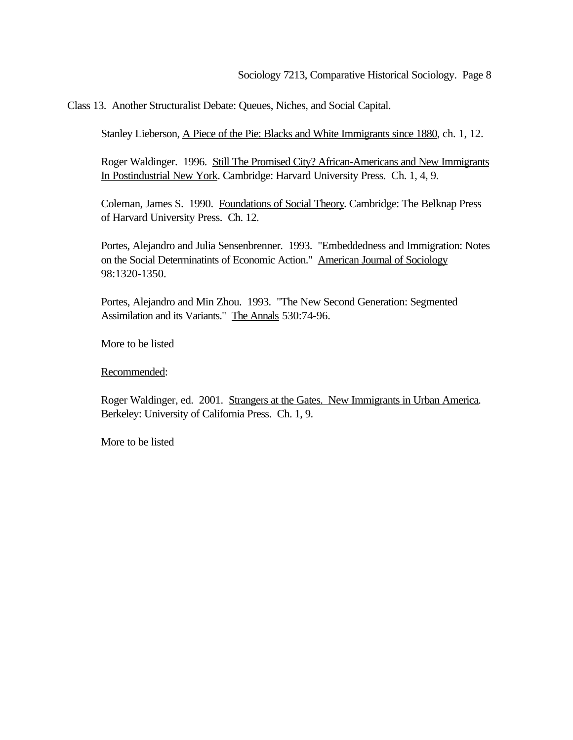Class 13. Another Structuralist Debate: Queues, Niches, and Social Capital.

Stanley Lieberson, A Piece of the Pie: Blacks and White Immigrants since 1880, ch. 1, 12.

Roger Waldinger. 1996. Still The Promised City? African-Americans and New Immigrants In Postindustrial New York. Cambridge: Harvard University Press. Ch. 1, 4, 9.

Coleman, James S. 1990. Foundations of Social Theory. Cambridge: The Belknap Press of Harvard University Press. Ch. 12.

Portes, Alejandro and Julia Sensenbrenner. 1993. "Embeddedness and Immigration: Notes on the Social Determinatints of Economic Action." American Journal of Sociology 98:1320-1350.

Portes, Alejandro and Min Zhou. 1993. "The New Second Generation: Segmented Assimilation and its Variants." The Annals 530:74-96.

More to be listed

Recommended:

Roger Waldinger, ed. 2001. Strangers at the Gates. New Immigrants in Urban America. Berkeley: University of California Press. Ch. 1, 9.

More to be listed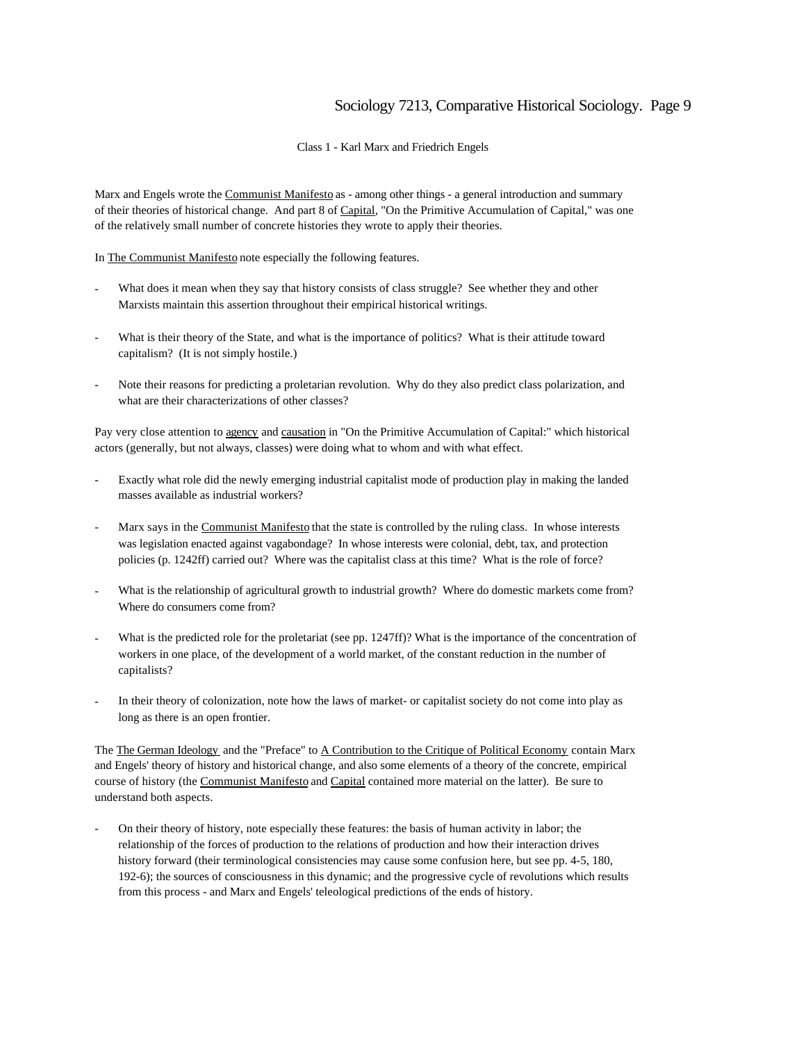Class 1 - Karl Marx and Friedrich Engels

Marx and Engels wrote the Communist Manifesto as - among other things - a general introduction and summary of their theories of historical change. And part 8 of Capital, "On the Primitive Accumulation of Capital," was one of the relatively small number of concrete histories they wrote to apply their theories.

In The Communist Manifesto note especially the following features.

- What does it mean when they say that history consists of class struggle? See whether they and other Marxists maintain this assertion throughout their empirical historical writings.

- What is their theory of the State, and what is the importance of politics? What is their attitude toward capitalism? (It is not simply hostile.)

- Note their reasons for predicting a proletarian revolution. Why do they also predict class polarization, and what are their characterizations of other classes?

Pay very close attention to agency and causation in "On the Primitive Accumulation of Capital:" which historical actors (generally, but not always, classes) were doing what to whom and with what effect.

- Exactly what role did the newly emerging industrial capitalist mode of production play in making the landed masses available as industrial workers?

- Marx says in the Communist Manifesto that the state is controlled by the ruling class. In whose interests was legislation enacted against vagabondage? In whose interests were colonial, debt, tax, and protection policies (p. 1242ff) carried out? Where was the capitalist class at this time? What is the role of force?

- What is the relationship of agricultural growth to industrial growth? Where do domestic markets come from? Where do consumers come from?

- What is the predicted role for the proletariat (see pp. 1247ff)? What is the importance of the concentration of workers in one place, of the development of a world market, of the constant reduction in the number of capitalists?

- In their theory of colonization, note how the laws of market- or capitalist society do not come into play as long as there is an open frontier.

The The German Ideology and the "Preface" to A Contribution to the Critique of Political Economy contain Marx and Engels' theory of history and historical change, and also some elements of a theory of the concrete, empirical course of history (the Communist Manifesto and Capital contained more material on the latter). Be sure to understand both aspects.

- On their theory of history, note especially these features: the basis of human activity in labor; the relationship of the forces of production to the relations of production and how their interaction drives history forward (their terminological consistencies may cause some confusion here, but see pp. 4-5, 180, 192-6); the sources of consciousness in this dynamic; and the progressive cycle of revolutions which results from this process - and Marx and Engels' teleological predictions of the ends of history.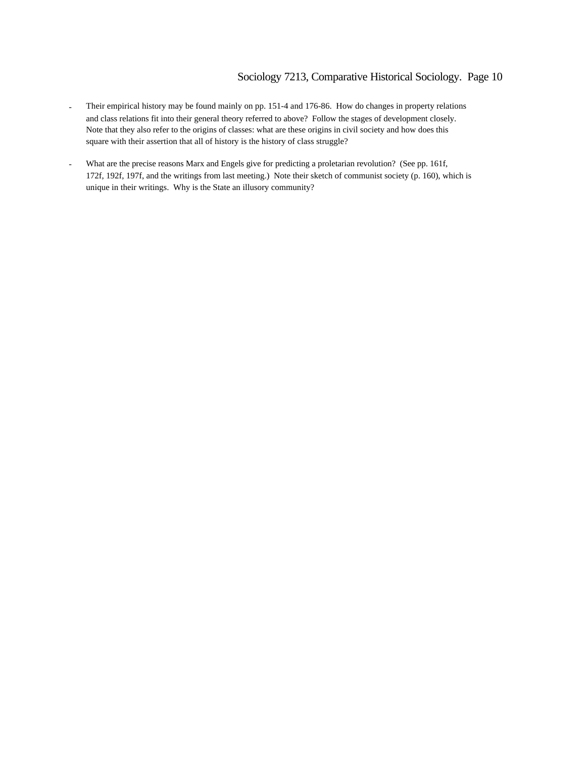- Their empirical history may be found mainly on pp. 151-4 and 176-86. How do changes in property relations and class relations fit into their general theory referred to above? Follow the stages of development closely. Note that they also refer to the origins of classes: what are these origins in civil society and how does this square with their assertion that all of history is the history of class struggle?

- What are the precise reasons Marx and Engels give for predicting a proletarian revolution? (See pp. 161f, 172f, 192f, 197f, and the writings from last meeting.) Note their sketch of communist society (p. 160), which is unique in their writings. Why is the State an illusory community?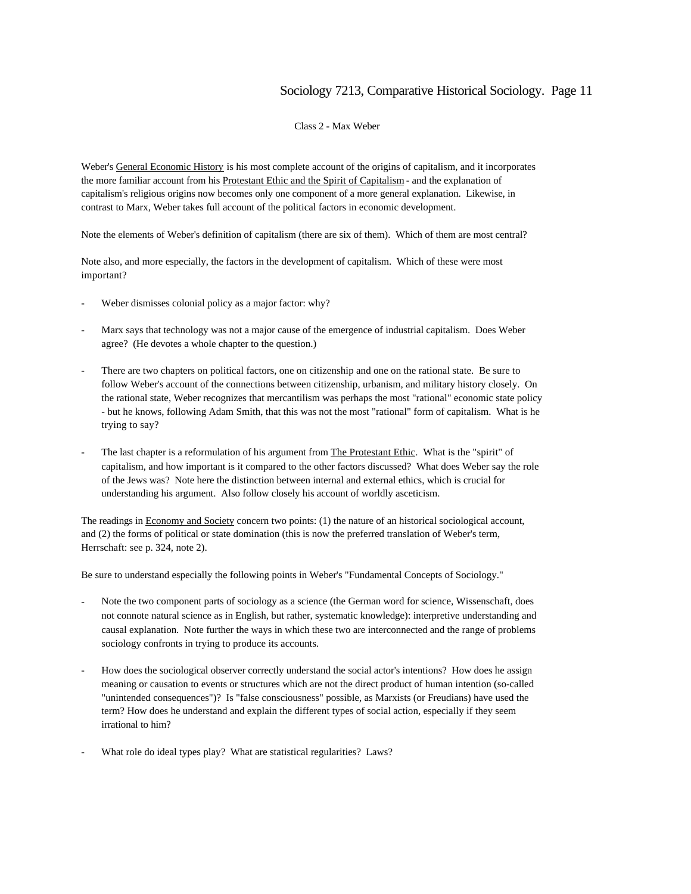Class 2 - Max Weber

Weber's General Economic History is his most complete account of the origins of capitalism, and it incorporates the more familiar account from his Protestant Ethic and the Spirit of Capitalism - and the explanation of capitalism's religious origins now becomes only one component of a more general explanation. Likewise, in contrast to Marx, Weber takes full account of the political factors in economic development.

Note the elements of Weber's definition of capitalism (there are six of them). Which of them are most central?

Note also, and more especially, the factors in the development of capitalism. Which of these were most important?

- Weber dismisses colonial policy as a major factor: why?

- Marx says that technology was not a major cause of the emergence of industrial capitalism. Does Weber agree? (He devotes a whole chapter to the question.)

- There are two chapters on political factors, one on citizenship and one on the rational state. Be sure to follow Weber's account of the connections between citizenship, urbanism, and military history closely. On the rational state, Weber recognizes that mercantilism was perhaps the most "rational" economic state policy - but he knows, following Adam Smith, that this was not the most "rational" form of capitalism. What is he trying to say?

- The last chapter is a reformulation of his argument from The Protestant Ethic. What is the "spirit" of capitalism, and how important is it compared to the other factors discussed? What does Weber say the role of the Jews was? Note here the distinction between internal and external ethics, which is crucial for understanding his argument. Also follow closely his account of worldly asceticism.

The readings in Economy and Society concern two points: (1) the nature of an historical sociological account, and (2) the forms of political or state domination (this is now the preferred translation of Weber's term, Herrschaft: see p. 324, note 2).

Be sure to understand especially the following points in Weber's "Fundamental Concepts of Sociology."

- Note the two component parts of sociology as a science (the German word for science, Wissenschaft, does not connote natural science as in English, but rather, systematic knowledge): interpretive understanding and causal explanation. Note further the ways in which these two are interconnected and the range of problems sociology confronts in trying to produce its accounts.

- How does the sociological observer correctly understand the social actor's intentions? How does he assign meaning or causation to events or structures which are not the direct product of human intention (so-called "unintended consequences")? Is "false consciousness" possible, as Marxists (or Freudians) have used the term? How does he understand and explain the different types of social action, especially if they seem irrational to him?

- What role do ideal types play? What are statistical regularities? Laws?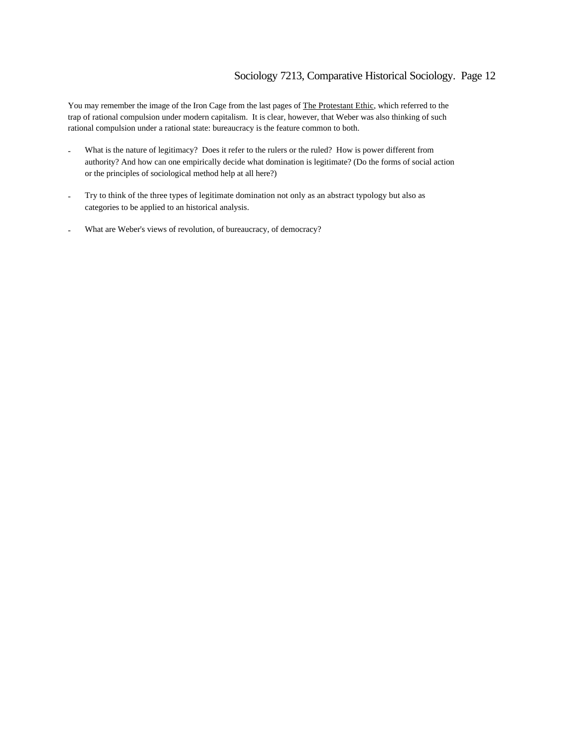You may remember the image of the Iron Cage from the last pages of The Protestant Ethic, which referred to the trap of rational compulsion under modern capitalism. It is clear, however, that Weber was also thinking of such rational compulsion under a rational state: bureaucracy is the feature common to both.

- What is the nature of legitimacy? Does it refer to the rulers or the ruled? How is power different from authority? And how can one empirically decide what domination is legitimate? (Do the forms of social action or the principles of sociological method help at all here?)

- Try to think of the three types of legitimate domination not only as an abstract typology but also as categories to be applied to an historical analysis.

- What are Weber's views of revolution, of bureaucracy, of democracy?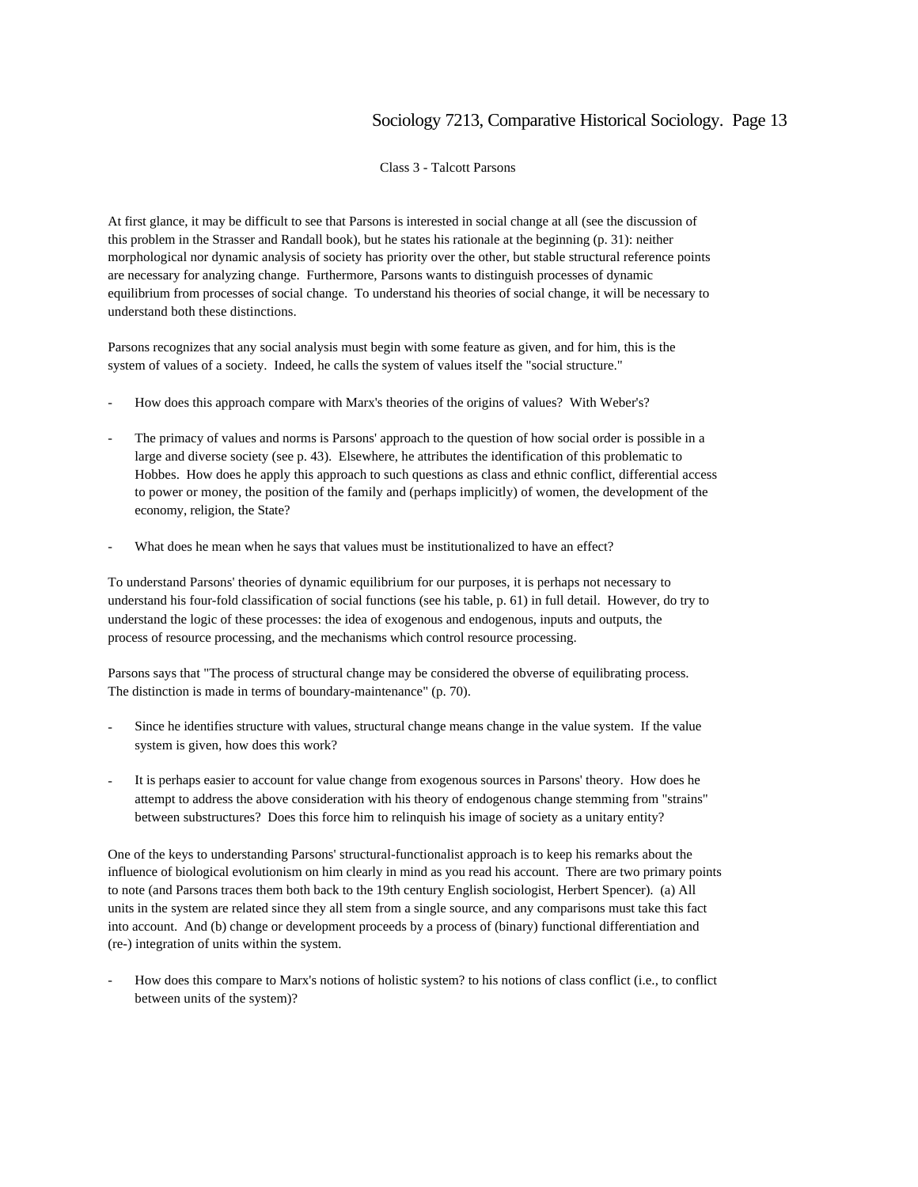## Class 3 - Talcott Parsons

At first glance, it may be difficult to see that Parsons is interested in social change at all (see the discussion of this problem in the Strasser and Randall book), but he states his rationale at the beginning (p. 31): neither morphological nor dynamic analysis of society has priority over the other, but stable structural reference points are necessary for analyzing change. Furthermore, Parsons wants to distinguish processes of dynamic equilibrium from processes of social change. To understand his theories of social change, it will be necessary to understand both these distinctions.

Parsons recognizes that any social analysis must begin with some feature as given, and for him, this is the system of values of a society. Indeed, he calls the system of values itself the "social structure."

- How does this approach compare with Marx's theories of the origins of values? With Weber's?

- The primacy of values and norms is Parsons' approach to the question of how social order is possible in a large and diverse society (see p. 43). Elsewhere, he attributes the identification of this problematic to Hobbes. How does he apply this approach to such questions as class and ethnic conflict, differential access to power or money, the position of the family and (perhaps implicitly) of women, the development of the economy, religion, the State?

- What does he mean when he says that values must be institutionalized to have an effect?

To understand Parsons' theories of dynamic equilibrium for our purposes, it is perhaps not necessary to understand his four-fold classification of social functions (see his table, p. 61) in full detail. However, do try to understand the logic of these processes: the idea of exogenous and endogenous, inputs and outputs, the process of resource processing, and the mechanisms which control resource processing.

Parsons says that "The process of structural change may be considered the obverse of equilibrating process. The distinction is made in terms of boundary-maintenance" (p. 70).

- Since he identifies structure with values, structural change means change in the value system. If the value system is given, how does this work?

- It is perhaps easier to account for value change from exogenous sources in Parsons' theory. How does he attempt to address the above consideration with his theory of endogenous change stemming from "strains" between substructures? Does this force him to relinquish his image of society as a unitary entity?

One of the keys to understanding Parsons' structural-functionalist approach is to keep his remarks about the influence of biological evolutionism on him clearly in mind as you read his account. There are two primary points to note (and Parsons traces them both back to the 19th century English sociologist, Herbert Spencer). (a) All units in the system are related since they all stem from a single source, and any comparisons must take this fact into account. And (b) change or development proceeds by a process of (binary) functional differentiation and (re-) integration of units within the system.

- How does this compare to Marx's notions of holistic system? to his notions of class conflict (i.e., to conflict between units of the system)?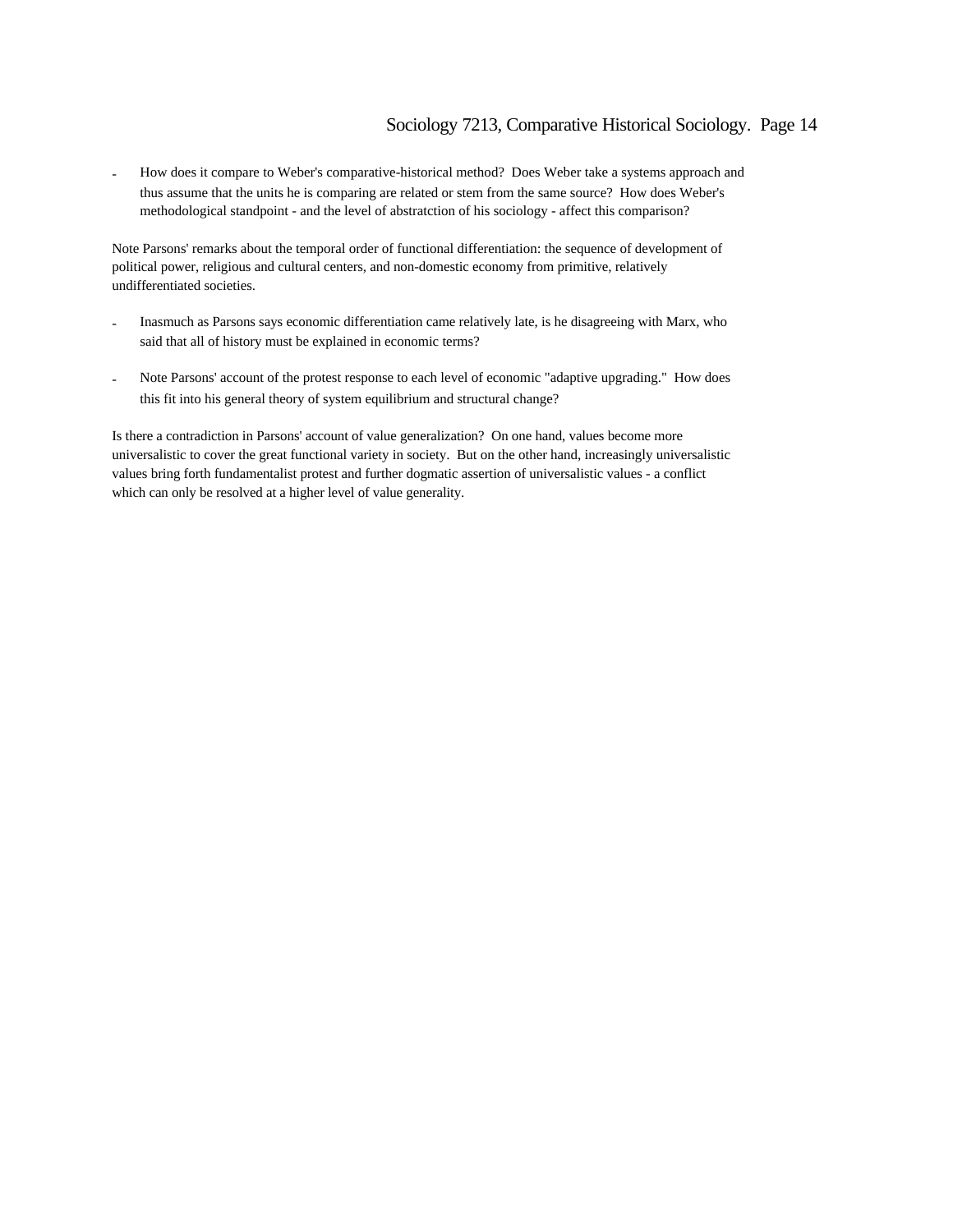- How does it compare to Weber's comparative-historical method? Does Weber take a systems approach and thus assume that the units he is comparing are related or stem from the same source? How does Weber's methodological standpoint - and the level of abstratction of his sociology - affect this comparison?

Note Parsons' remarks about the temporal order of functional differentiation: the sequence of development of political power, religious and cultural centers, and non-domestic economy from primitive, relatively undifferentiated societies.

- Inasmuch as Parsons says economic differentiation came relatively late, is he disagreeing with Marx, who said that all of history must be explained in economic terms?

- Note Parsons' account of the protest response to each level of economic "adaptive upgrading." How does this fit into his general theory of system equilibrium and structural change?

Is there a contradiction in Parsons' account of value generalization? On one hand, values become more universalistic to cover the great functional variety in society. But on the other hand, increasingly universalistic values bring forth fundamentalist protest and further dogmatic assertion of universalistic values - a conflict which can only be resolved at a higher level of value generality.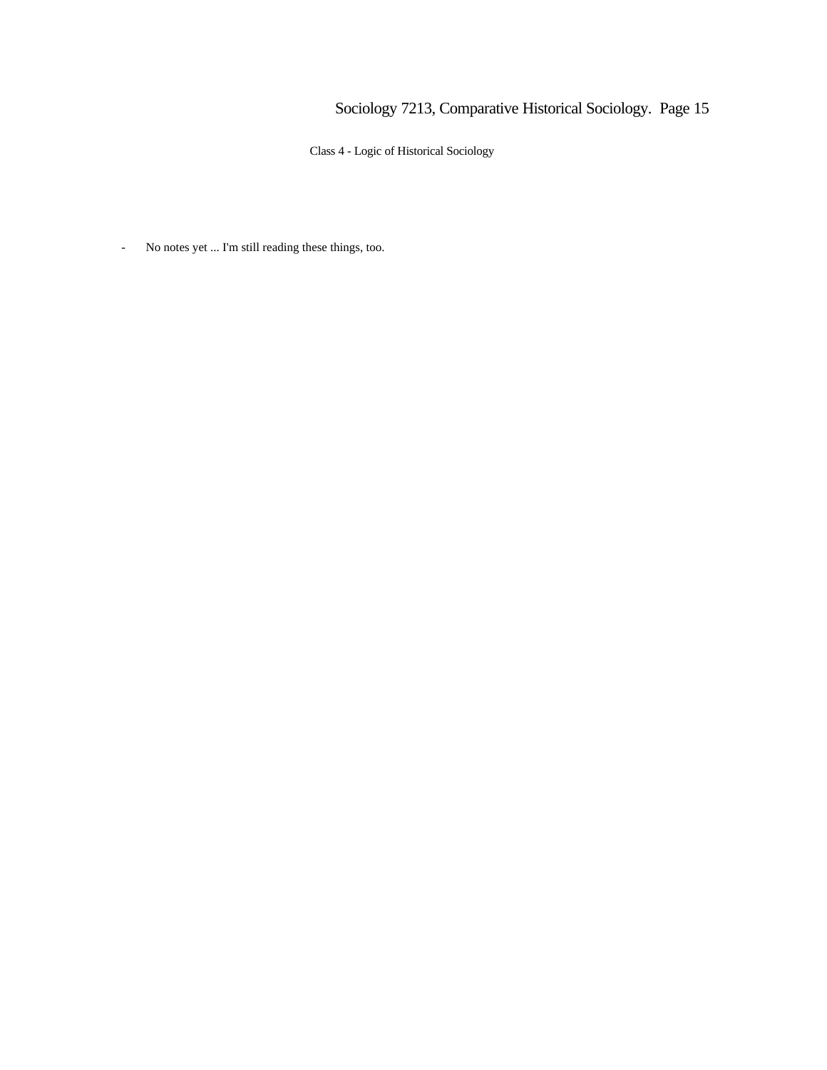## Class 4 - Logic of Historical Sociology

- No notes yet ... I'm still reading these things, too.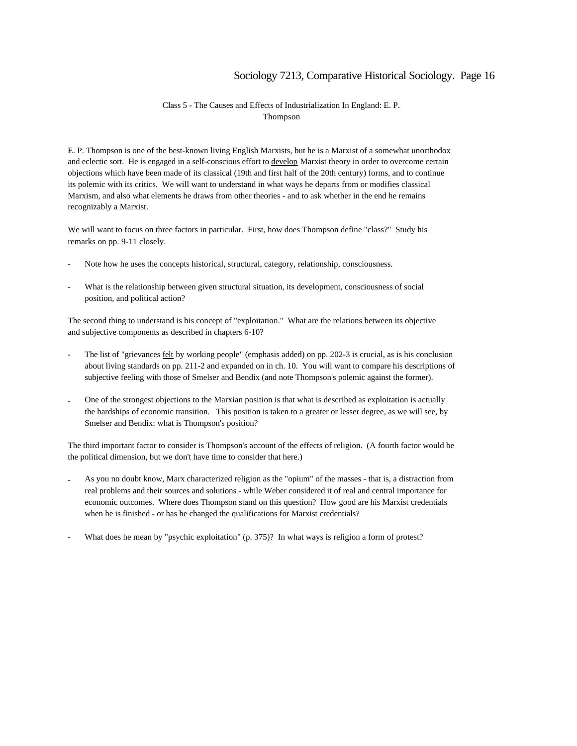## Class 5 - The Causes and Effects of Industrialization In England: E. P. Thompson

E. P. Thompson is one of the best-known living English Marxists, but he is a Marxist of a somewhat unorthodox and eclectic sort. He is engaged in a self-conscious effort to <u>develop</u> Marxist theory in order to overcome certain objections which have been made of its classical (19th and first half of the 20th century) forms, and to continue its polemic with its critics. We will want to understand in what ways he departs from or modifies classical Marxism, and also what elements he draws from other theories - and to ask whether in the end he remains recognizably a Marxist.

We will want to focus on three factors in particular. First, how does Thompson define "class?" Study his remarks on pp. 9-11 closely.

- Note how he uses the concepts historical, structural, category, relationship, consciousness.
- What is the relationship between given structural situation, its development, consciousness of social position, and political action?

The second thing to understand is his concept of "exploitation." What are the relations between its objective and subjective components as described in chapters 6-10?

- The list of "grievances <u>felt</u> by working people" (emphasis added) on pp. 202-3 is crucial, as is his conclusion about living standards on pp. 211-2 and expanded on in ch. 10. You will want to compare his descriptions of subjective feeling with those of Smelser and Bendix (and note Thompson's polemic against the former).
- One of the strongest objections to the Marxian position is that what is described as exploitation is actually the hardships of economic transition. This position is taken to a greater or lesser degree, as we will see, by Smelser and Bendix: what is Thompson's position?

The third important factor to consider is Thompson's account of the effects of religion. (A fourth factor would be the political dimension, but we don't have time to consider that here.)

- As you no doubt know, Marx characterized religion as the "opium" of the masses - that is, a distraction from real problems and their sources and solutions - while Weber considered it of real and central importance for economic outcomes. Where does Thompson stand on this question? How good are his Marxist credentials when he is finished - or has he changed the qualifications for Marxist credentials?
- What does he mean by "psychic exploitation" (p. 375)? In what ways is religion a form of protest?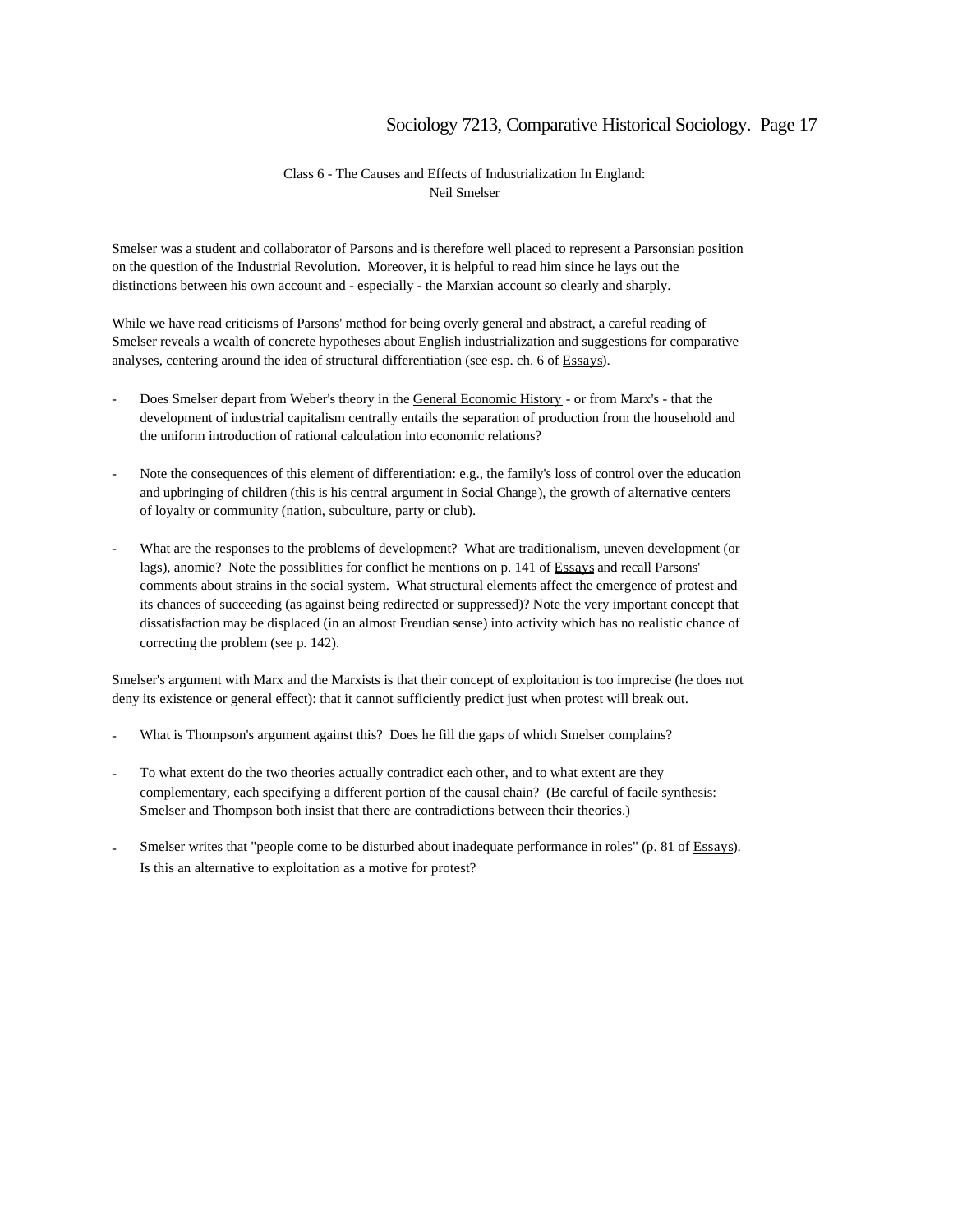## Class 6 - The Causes and Effects of Industrialization In England: Neil Smelser

Smelser was a student and collaborator of Parsons and is therefore well placed to represent a Parsonsian position on the question of the Industrial Revolution. Moreover, it is helpful to read him since he lays out the distinctions between his own account and - especially - the Marxian account so clearly and sharply.

While we have read criticisms of Parsons' method for being overly general and abstract, a careful reading of Smelser reveals a wealth of concrete hypotheses about English industrialization and suggestions for comparative analyses, centering around the idea of structural differentiation (see esp. ch. 6 of Essays).

- Does Smelser depart from Weber's theory in the General Economic History - or from Marx's - that the development of industrial capitalism centrally entails the separation of production from the household and the uniform introduction of rational calculation into economic relations?

- Note the consequences of this element of differentiation: e.g., the family's loss of control over the education and upbringing of children (this is his central argument in Social Change), the growth of alternative centers of loyalty or community (nation, subculture, party or club).

- What are the responses to the problems of development? What are traditionalism, uneven development (or lags), anomie? Note the possiblities for conflict he mentions on p. 141 of Essays and recall Parsons' comments about strains in the social system. What structural elements affect the emergence of protest and its chances of succeeding (as against being redirected or suppressed)? Note the very important concept that dissatisfaction may be displaced (in an almost Freudian sense) into activity which has no realistic chance of correcting the problem (see p. 142).

Smelser's argument with Marx and the Marxists is that their concept of exploitation is too imprecise (he does not deny its existence or general effect): that it cannot sufficiently predict just when protest will break out.

- What is Thompson's argument against this? Does he fill the gaps of which Smelser complains?

- To what extent do the two theories actually contradict each other, and to what extent are they complementary, each specifying a different portion of the causal chain? (Be careful of facile synthesis: Smelser and Thompson both insist that there are contradictions between their theories.)

- Smelser writes that "people come to be disturbed about inadequate performance in roles" (p. 81 of Essays). Is this an alternative to exploitation as a motive for protest?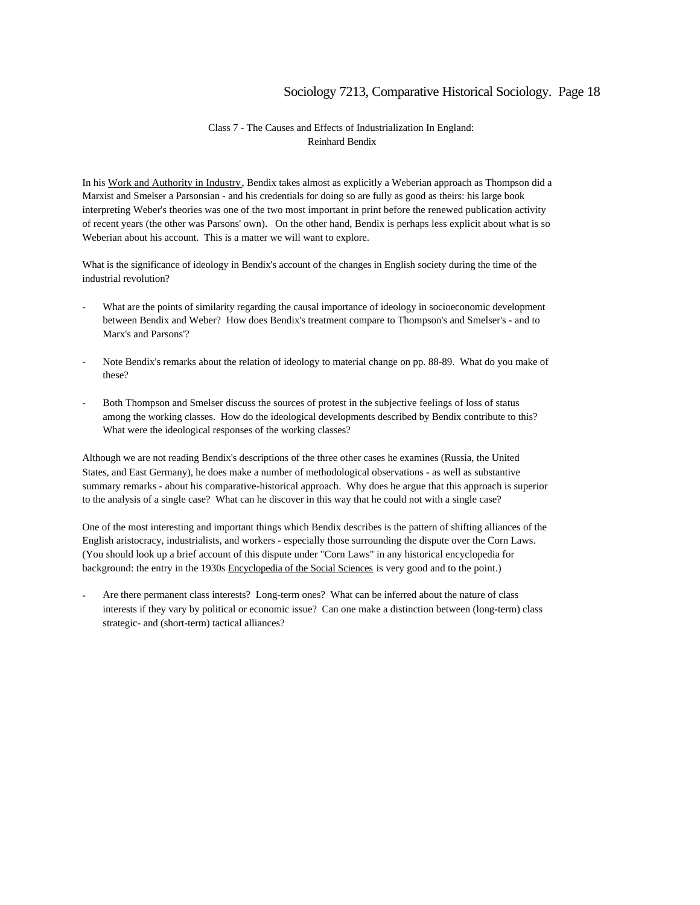## Class 7 - The Causes and Effects of Industrialization In England: Reinhard Bendix

In his Work and Authority in Industry, Bendix takes almost as explicitly a Weberian approach as Thompson did a Marxist and Smelser a Parsonsian - and his credentials for doing so are fully as good as theirs: his large book interpreting Weber's theories was one of the two most important in print before the renewed publication activity of recent years (the other was Parsons' own). On the other hand, Bendix is perhaps less explicit about what is so Weberian about his account. This is a matter we will want to explore.

What is the significance of ideology in Bendix's account of the changes in English society during the time of the industrial revolution?

- What are the points of similarity regarding the causal importance of ideology in socioeconomic development between Bendix and Weber? How does Bendix's treatment compare to Thompson's and Smelser's - and to Marx's and Parsons'?

- Note Bendix's remarks about the relation of ideology to material change on pp. 88-89. What do you make of these?

- Both Thompson and Smelser discuss the sources of protest in the subjective feelings of loss of status among the working classes. How do the ideological developments described by Bendix contribute to this? What were the ideological responses of the working classes?

Although we are not reading Bendix's descriptions of the three other cases he examines (Russia, the United States, and East Germany), he does make a number of methodological observations - as well as substantive summary remarks - about his comparative-historical approach. Why does he argue that this approach is superior to the analysis of a single case? What can he discover in this way that he could not with a single case?

One of the most interesting and important things which Bendix describes is the pattern of shifting alliances of the English aristocracy, industrialists, and workers - especially those surrounding the dispute over the Corn Laws. (You should look up a brief account of this dispute under "Corn Laws" in any historical encyclopedia for background: the entry in the 1930s Encyclopedia of the Social Sciences is very good and to the point.)

- Are there permanent class interests? Long-term ones? What can be inferred about the nature of class interests if they vary by political or economic issue? Can one make a distinction between (long-term) class strategic- and (short-term) tactical alliances?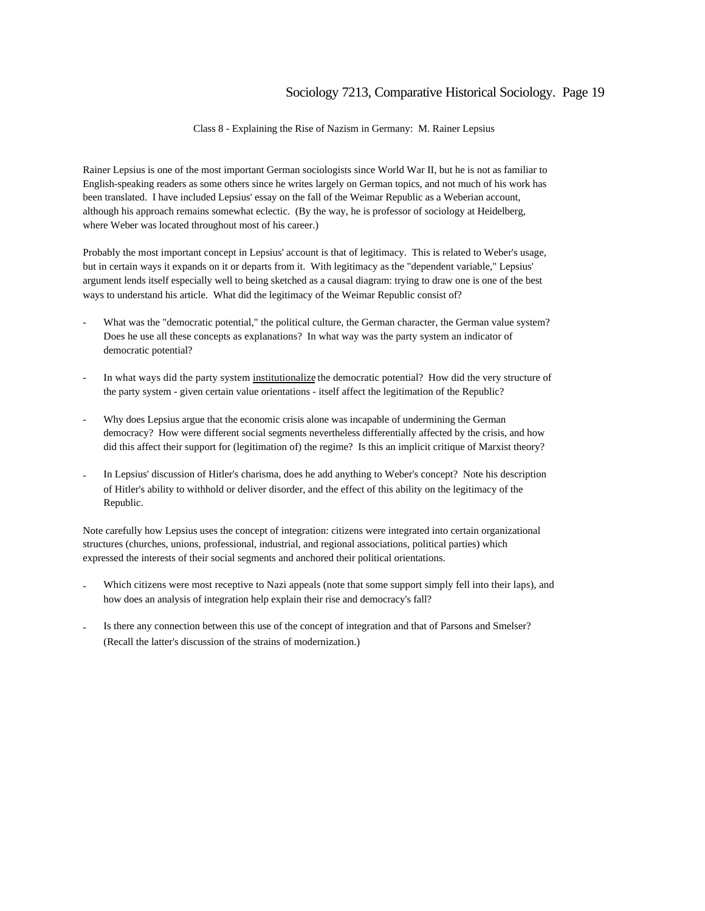## Class 8 - Explaining the Rise of Nazism in Germany: M. Rainer Lepsius

Rainer Lepsius is one of the most important German sociologists since World War II, but he is not as familiar to English-speaking readers as some others since he writes largely on German topics, and not much of his work has been translated. I have included Lepsius' essay on the fall of the Weimar Republic as a Weberian account, although his approach remains somewhat eclectic. (By the way, he is professor of sociology at Heidelberg, where Weber was located throughout most of his career.)

Probably the most important concept in Lepsius' account is that of legitimacy. This is related to Weber's usage, but in certain ways it expands on it or departs from it. With legitimacy as the "dependent variable," Lepsius' argument lends itself especially well to being sketched as a causal diagram: trying to draw one is one of the best ways to understand his article. What did the legitimacy of the Weimar Republic consist of?

- What was the "democratic potential," the political culture, the German character, the German value system? Does he use all these concepts as explanations? In what way was the party system an indicator of democratic potential?

- In what ways did the party system institutionalize the democratic potential? How did the very structure of the party system - given certain value orientations - itself affect the legitimation of the Republic?

- Why does Lepsius argue that the economic crisis alone was incapable of undermining the German democracy? How were different social segments nevertheless differentially affected by the crisis, and how did this affect their support for (legitimation of) the regime? Is this an implicit critique of Marxist theory?

- In Lepsius' discussion of Hitler's charisma, does he add anything to Weber's concept? Note his description of Hitler's ability to withhold or deliver disorder, and the effect of this ability on the legitimacy of the Republic.

Note carefully how Lepsius uses the concept of integration: citizens were integrated into certain organizational structures (churches, unions, professional, industrial, and regional associations, political parties) which expressed the interests of their social segments and anchored their political orientations.

- Which citizens were most receptive to Nazi appeals (note that some support simply fell into their laps), and how does an analysis of integration help explain their rise and democracy's fall?

- Is there any connection between this use of the concept of integration and that of Parsons and Smelser? (Recall the latter's discussion of the strains of modernization.)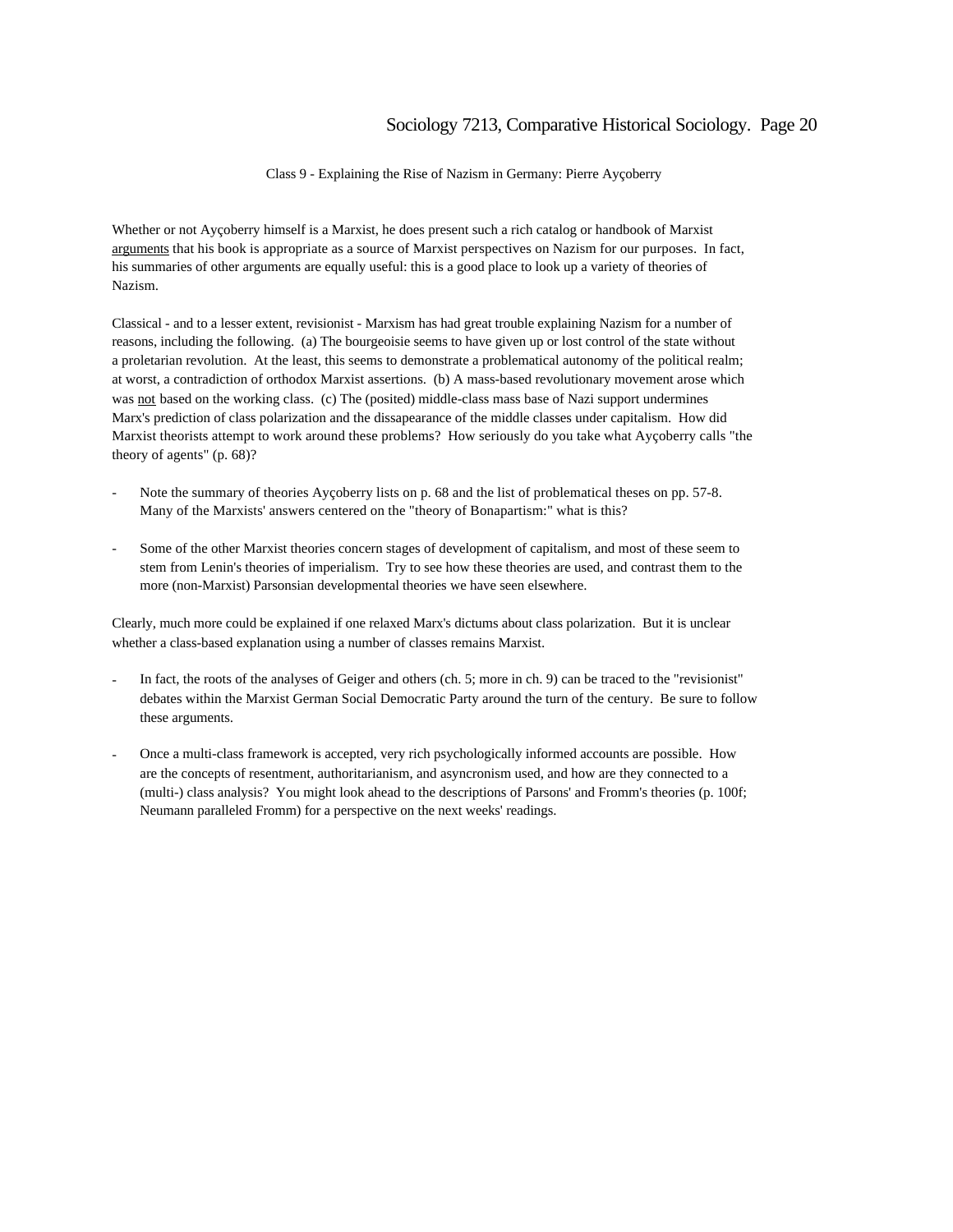Class 9 - Explaining the Rise of Nazism in Germany: Pierre Ayçoberry

Whether or not Ayçoberry himself is a Marxist, he does present such a rich catalog or handbook of Marxist <u>arguments</u> that his book is appropriate as a source of Marxist perspectives on Nazism for our purposes. In fact, his summaries of other arguments are equally useful: this is a good place to look up a variety of theories of Nazism.

Classical - and to a lesser extent, revisionist - Marxism has had great trouble explaining Nazism for a number of reasons, including the following. (a) The bourgeoisie seems to have given up or lost control of the state without a proletarian revolution. At the least, this seems to demonstrate a problematical autonomy of the political realm; at worst, a contradiction of orthodox Marxist assertions. (b) A mass-based revolutionary movement arose which was <u>not</u> based on the working class. (c) The (posited) middle-class mass base of Nazi support undermines Marx's prediction of class polarization and the dissapearance of the middle classes under capitalism. How did Marxist theorists attempt to work around these problems? How seriously do you take what Ayçoberry calls "the theory of agents" (p. 68)?

- Note the summary of theories Ayçoberry lists on p. 68 and the list of problematical theses on pp. 57-8. Many of the Marxists' answers centered on the "theory of Bonapartism:" what is this?

- Some of the other Marxist theories concern stages of development of capitalism, and most of these seem to stem from Lenin's theories of imperialism. Try to see how these theories are used, and contrast them to the more (non-Marxist) Parsonsian developmental theories we have seen elsewhere.

Clearly, much more could be explained if one relaxed Marx's dictums about class polarization. But it is unclear whether a class-based explanation using a number of classes remains Marxist.

- In fact, the roots of the analyses of Geiger and others (ch. 5; more in ch. 9) can be traced to the "revisionist" debates within the Marxist German Social Democratic Party around the turn of the century. Be sure to follow these arguments.

- Once a multi-class framework is accepted, very rich psychologically informed accounts are possible. How are the concepts of resentment, authoritarianism, and asyncronism used, and how are they connected to a (multi-) class analysis? You might look ahead to the descriptions of Parsons' and Fromm's theories (p. 100f; Neumann paralleled Fromm) for a perspective on the next weeks' readings.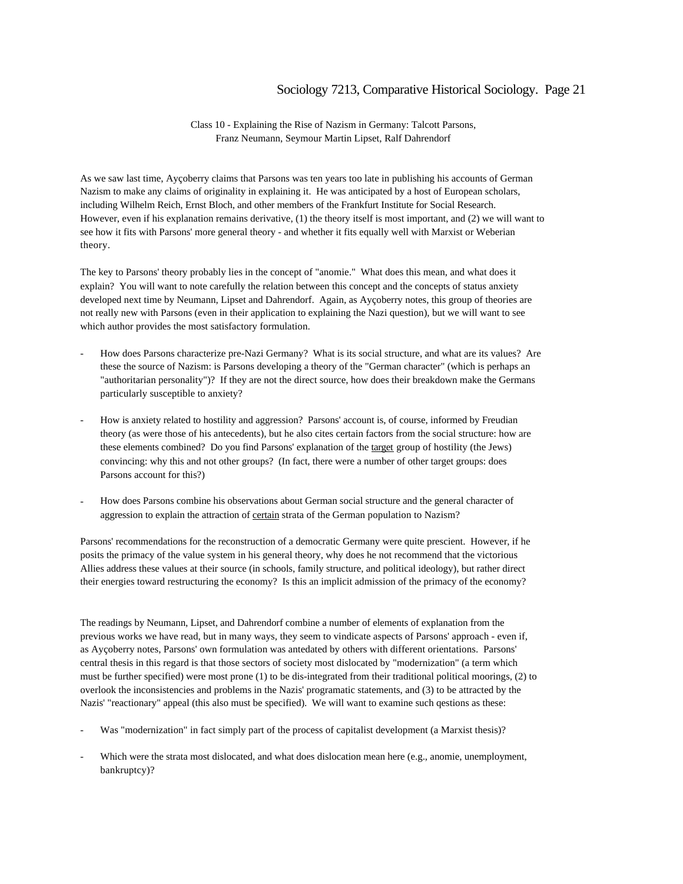Class 10 - Explaining the Rise of Nazism in Germany: Talcott Parsons, Franz Neumann, Seymour Martin Lipset, Ralf Dahrendorf

As we saw last time, Ayçoberry claims that Parsons was ten years too late in publishing his accounts of German Nazism to make any claims of originality in explaining it. He was anticipated by a host of European scholars, including Wilhelm Reich, Ernst Bloch, and other members of the Frankfurt Institute for Social Research. However, even if his explanation remains derivative, (1) the theory itself is most important, and (2) we will want to see how it fits with Parsons' more general theory - and whether it fits equally well with Marxist or Weberian theory.

The key to Parsons' theory probably lies in the concept of "anomie." What does this mean, and what does it explain? You will want to note carefully the relation between this concept and the concepts of status anxiety developed next time by Neumann, Lipset and Dahrendorf. Again, as Ayçoberry notes, this group of theories are not really new with Parsons (even in their application to explaining the Nazi question), but we will want to see which author provides the most satisfactory formulation.

- How does Parsons characterize pre-Nazi Germany? What is its social structure, and what are its values? Are these the source of Nazism: is Parsons developing a theory of the "German character" (which is perhaps an "authoritarian personality")? If they are not the direct source, how does their breakdown make the Germans particularly susceptible to anxiety?

- How is anxiety related to hostility and aggression? Parsons' account is, of course, informed by Freudian theory (as were those of his antecedents), but he also cites certain factors from the social structure: how are these elements combined? Do you find Parsons' explanation of the target group of hostility (the Jews) convincing: why this and not other groups? (In fact, there were a number of other target groups: does Parsons account for this?)

- How does Parsons combine his observations about German social structure and the general character of aggression to explain the attraction of certain strata of the German population to Nazism?

Parsons' recommendations for the reconstruction of a democratic Germany were quite prescient. However, if he posits the primacy of the value system in his general theory, why does he not recommend that the victorious Allies address these values at their source (in schools, family structure, and political ideology), but rather direct their energies toward restructuring the economy? Is this an implicit admission of the primacy of the economy?

The readings by Neumann, Lipset, and Dahrendorf combine a number of elements of explanation from the previous works we have read, but in many ways, they seem to vindicate aspects of Parsons' approach - even if, as Ayçoberry notes, Parsons' own formulation was antedated by others with different orientations. Parsons' central thesis in this regard is that those sectors of society most dislocated by "modernization" (a term which must be further specified) were most prone (1) to be dis-integrated from their traditional political moorings, (2) to overlook the inconsistencies and problems in the Nazis' programatic statements, and (3) to be attracted by the Nazis' "reactionary" appeal (this also must be specified). We will want to examine such qestions as these:

- Was "modernization" in fact simply part of the process of capitalist development (a Marxist thesis)?

- Which were the strata most dislocated, and what does dislocation mean here (e.g., anomie, unemployment, bankruptcy)?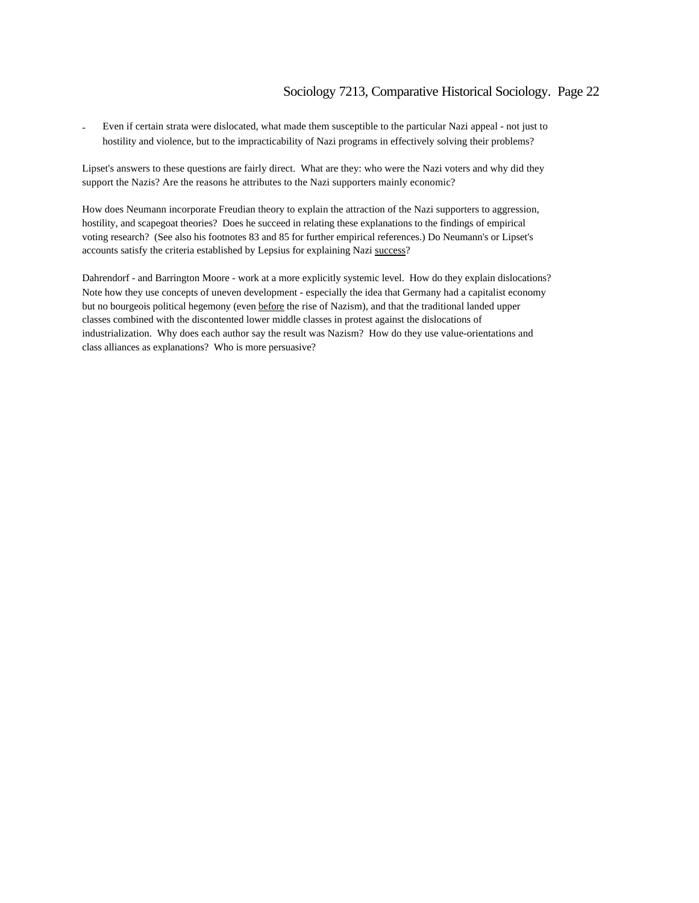- Even if certain strata were dislocated, what made them susceptible to the particular Nazi appeal - not just to hostility and violence, but to the impracticability of Nazi programs in effectively solving their problems?

Lipset's answers to these questions are fairly direct. What are they: who were the Nazi voters and why did they support the Nazis? Are the reasons he attributes to the Nazi supporters mainly economic?

How does Neumann incorporate Freudian theory to explain the attraction of the Nazi supporters to aggression, hostility, and scapegoat theories? Does he succeed in relating these explanations to the findings of empirical voting research? (See also his footnotes 83 and 85 for further empirical references.) Do Neumann's or Lipset's accounts satisfy the criteria established by Lepsius for explaining Nazi <u>success</u>?

Dahrendorf - and Barrington Moore - work at a more explicitly systemic level. How do they explain dislocations? Note how they use concepts of uneven development - especially the idea that Germany had a capitalist economy but no bourgeois political hegemony (even <u>before</u> the rise of Nazism), and that the traditional landed upper classes combined with the discontented lower middle classes in protest against the dislocations of industrialization. Why does each author say the result was Nazism? How do they use value-orientations and class alliances as explanations? Who is more persuasive?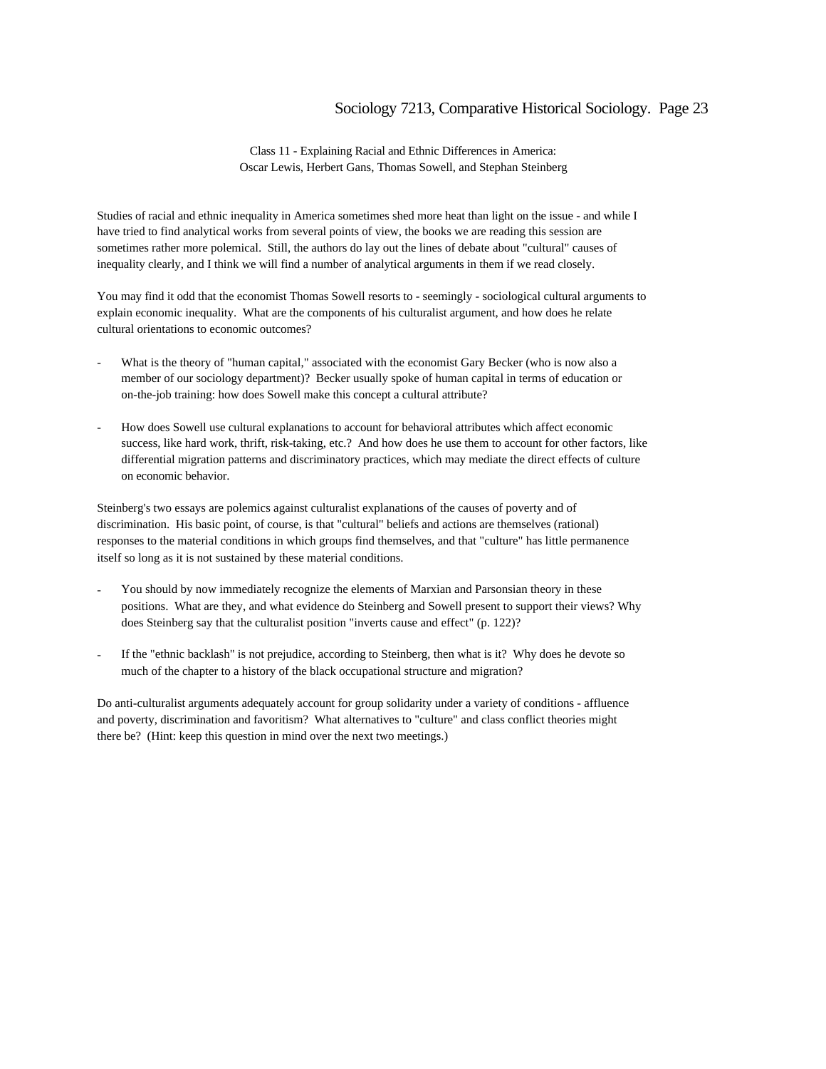Class 11 - Explaining Racial and Ethnic Differences in America:
Oscar Lewis, Herbert Gans, Thomas Sowell, and Stephan Steinberg

Studies of racial and ethnic inequality in America sometimes shed more heat than light on the issue - and while I have tried to find analytical works from several points of view, the books we are reading this session are sometimes rather more polemical. Still, the authors do lay out the lines of debate about "cultural" causes of inequality clearly, and I think we will find a number of analytical arguments in them if we read closely.

You may find it odd that the economist Thomas Sowell resorts to - seemingly - sociological cultural arguments to explain economic inequality. What are the components of his culturalist argument, and how does he relate cultural orientations to economic outcomes?

- What is the theory of "human capital," associated with the economist Gary Becker (who is now also a member of our sociology department)? Becker usually spoke of human capital in terms of education or on-the-job training: how does Sowell make this concept a cultural attribute?

- How does Sowell use cultural explanations to account for behavioral attributes which affect economic success, like hard work, thrift, risk-taking, etc.? And how does he use them to account for other factors, like differential migration patterns and discriminatory practices, which may mediate the direct effects of culture on economic behavior.

Steinberg's two essays are polemics against culturalist explanations of the causes of poverty and of discrimination. His basic point, of course, is that "cultural" beliefs and actions are themselves (rational) responses to the material conditions in which groups find themselves, and that "culture" has little permanence itself so long as it is not sustained by these material conditions.

- You should by now immediately recognize the elements of Marxian and Parsonsian theory in these positions. What are they, and what evidence do Steinberg and Sowell present to support their views? Why does Steinberg say that the culturalist position "inverts cause and effect" (p. 122)?

- If the "ethnic backlash" is not prejudice, according to Steinberg, then what is it? Why does he devote so much of the chapter to a history of the black occupational structure and migration?

Do anti-culturalist arguments adequately account for group solidarity under a variety of conditions - affluence and poverty, discrimination and favoritism? What alternatives to "culture" and class conflict theories might there be? (Hint: keep this question in mind over the next two meetings.)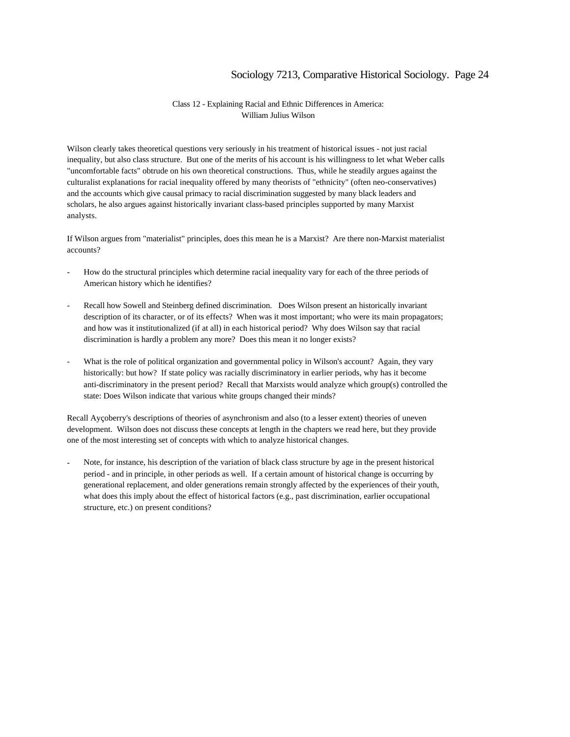## Class 12 - Explaining Racial and Ethnic Differences in America: William Julius Wilson

Wilson clearly takes theoretical questions very seriously in his treatment of historical issues - not just racial inequality, but also class structure. But one of the merits of his account is his willingness to let what Weber calls "uncomfortable facts" obtrude on his own theoretical constructions. Thus, while he steadily argues against the culturalist explanations for racial inequality offered by many theorists of "ethnicity" (often neo-conservatives) and the accounts which give causal primacy to racial discrimination suggested by many black leaders and scholars, he also argues against historically invariant class-based principles supported by many Marxist analysts.

If Wilson argues from "materialist" principles, does this mean he is a Marxist? Are there non-Marxist materialist accounts?

- How do the structural principles which determine racial inequality vary for each of the three periods of American history which he identifies?

- Recall how Sowell and Steinberg defined discrimination. Does Wilson present an historically invariant description of its character, or of its effects? When was it most important; who were its main propagators; and how was it institutionalized (if at all) in each historical period? Why does Wilson say that racial discrimination is hardly a problem any more? Does this mean it no longer exists?

- What is the role of political organization and governmental policy in Wilson's account? Again, they vary historically: but how? If state policy was racially discriminatory in earlier periods, why has it become anti-discriminatory in the present period? Recall that Marxists would analyze which group(s) controlled the state: Does Wilson indicate that various white groups changed their minds?

Recall Ayçoberry's descriptions of theories of asynchronism and also (to a lesser extent) theories of uneven development. Wilson does not discuss these concepts at length in the chapters we read here, but they provide one of the most interesting set of concepts with which to analyze historical changes.

- Note, for instance, his description of the variation of black class structure by age in the present historical period - and in principle, in other periods as well. If a certain amount of historical change is occurring by generational replacement, and older generations remain strongly affected by the experiences of their youth, what does this imply about the effect of historical factors (e.g., past discrimination, earlier occupational structure, etc.) on present conditions?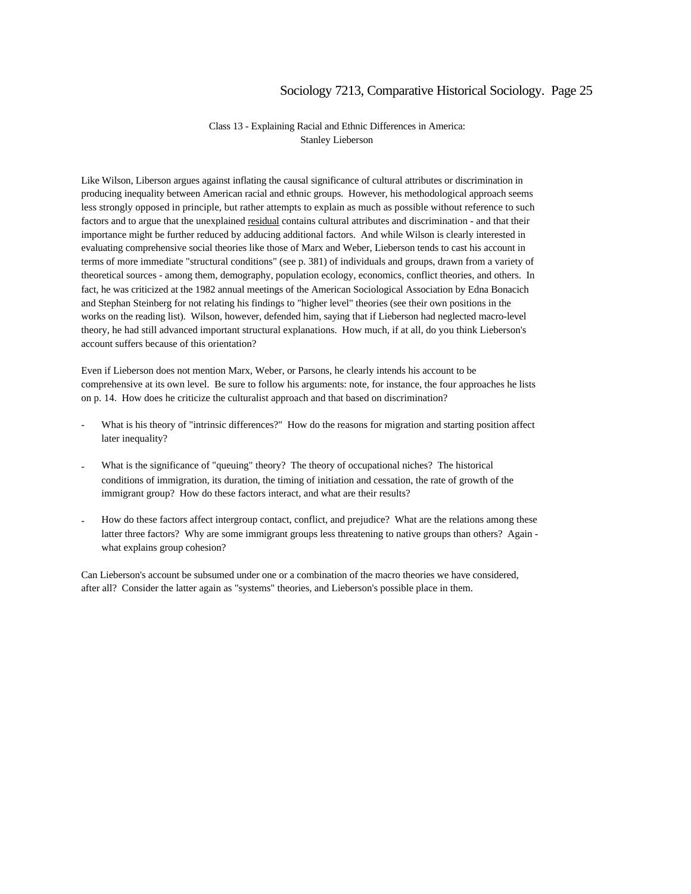Class 13 - Explaining Racial and Ethnic Differences in America:
Stanley Lieberson

Like Wilson, Lieberson argues against inflating the causal significance of cultural attributes or discrimination in producing inequality between American racial and ethnic groups. However, his methodological approach seems less strongly opposed in principle, but rather attempts to explain as much as possible without reference to such factors and to argue that the unexplained residual contains cultural attributes and discrimination - and that their importance might be further reduced by adducing additional factors. And while Wilson is clearly interested in evaluating comprehensive social theories like those of Marx and Weber, Lieberson tends to cast his account in terms of more immediate "structural conditions" (see p. 381) of individuals and groups, drawn from a variety of theoretical sources - among them, demography, population ecology, economics, conflict theories, and others. In fact, he was criticized at the 1982 annual meetings of the American Sociological Association by Edna Bonacich and Stephan Steinberg for not relating his findings to "higher level" theories (see their own positions in the works on the reading list). Wilson, however, defended him, saying that if Lieberson had neglected macro-level theory, he had still advanced important structural explanations. How much, if at all, do you think Lieberson's account suffers because of this orientation?

Even if Lieberson does not mention Marx, Weber, or Parsons, he clearly intends his account to be comprehensive at its own level. Be sure to follow his arguments: note, for instance, the four approaches he lists on p. 14. How does he criticize the culturalist approach and that based on discrimination?

- What is his theory of "intrinsic differences?" How do the reasons for migration and starting position affect later inequality?

- What is the significance of "queuing" theory? The theory of occupational niches? The historical conditions of immigration, its duration, the timing of initiation and cessation, the rate of growth of the immigrant group? How do these factors interact, and what are their results?

- How do these factors affect intergroup contact, conflict, and prejudice? What are the relations among these latter three factors? Why are some immigrant groups less threatening to native groups than others? Again - what explains group cohesion?

Can Lieberson's account be subsumed under one or a combination of the macro theories we have considered, after all? Consider the latter again as "systems" theories, and Lieberson's possible place in them.